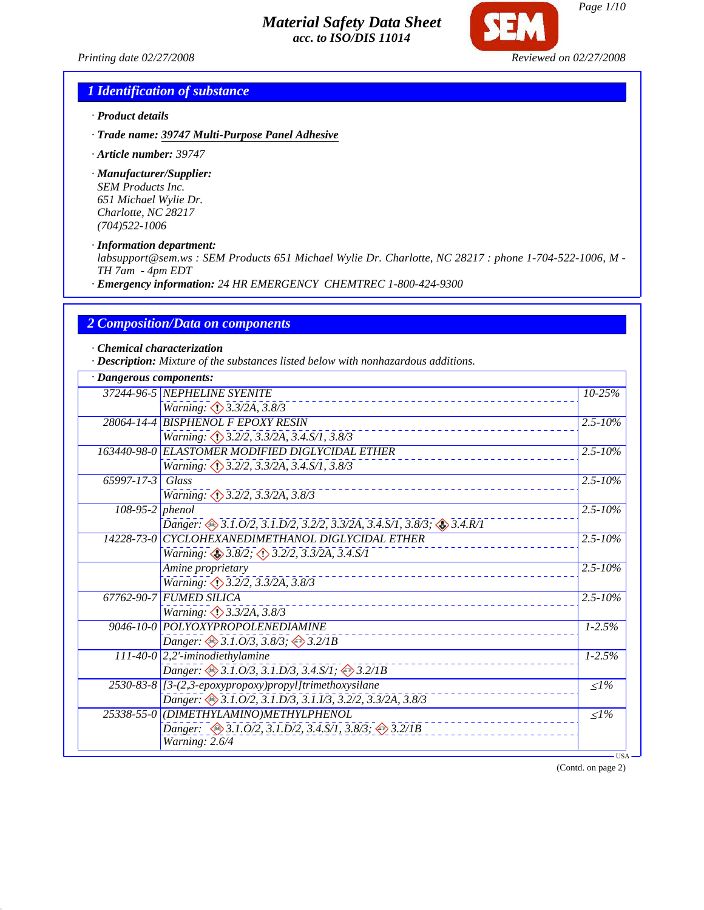# Material Safety Data Sheet
**acc. to ISO/DIS 11014**

Printing date 02/27/2008 Reviewed on 02/27/2008

## 1 Identification of substance

· **Product details**

· **Trade name: 39747 Multi-Purpose Panel Adhesive**

· **Article number:** 39747

· **Manufacturer/Supplier:**
SEM Products Inc.
651 Michael Wylie Dr.
Charlotte, NC 28217
(704)522-1006

· **Information department:**
labsupport@sem.ws : SEM Products 651 Michael Wylie Dr. Charlotte, NC 28217 : phone 1-704-522-1006, M - TH 7am - 4pm EDT

· **Emergency information:** 24 HR EMERGENCY CHEMTREC 1-800-424-9300

## 2 Composition/Data on components

· **Chemical characterization**

· **Description:** Mixture of the substances listed below with nonhazardous additions.

· **Dangerous components:**

| CAS | Component | % |
|---|---|---|
| 37244-96-5 | NEPHELINE SYENITE<br>Warning: 3.3/2A, 3.8/3 | 10-25% |
| 28064-14-4 | BISPHENOL F EPOXY RESIN<br>Warning: 3.2/2, 3.3/2A, 3.4.S/1, 3.8/3 | 2.5-10% |
| 163440-98-0 | ELASTOMER MODIFIED DIGLYCIDAL ETHER<br>Warning: 3.2/2, 3.3/2A, 3.4.S/1, 3.8/3 | 2.5-10% |
| 65997-17-3 | Glass<br>Warning: 3.2/2, 3.3/2A, 3.8/3 | 2.5-10% |
| 108-95-2 | phenol<br>Danger: 3.1.O/2, 3.1.D/2, 3.2/2, 3.3/2A, 3.4.S/1, 3.8/3; 3.4.R/1 | 2.5-10% |
| 14228-73-0 | CYCLOHEXANEDIMETHANOL DIGLYCIDAL ETHER<br>Warning: 3.8/2; 3.2/2, 3.3/2A, 3.4.S/1 | 2.5-10% |
| | Amine proprietary<br>Warning: 3.2/2, 3.3/2A, 3.8/3 | 2.5-10% |
| 67762-90-7 | FUMED SILICA<br>Warning: 3.3/2A, 3.8/3 | 2.5-10% |
| 9046-10-0 | POLYOXYPROPOLENEDIAMINE<br>Danger: 3.1.O/3, 3.8/3; 3.2/1B | 1-2.5% |
| 111-40-0 | 2,2'-iminodiethylamine<br>Danger: 3.1.O/3, 3.1.D/3, 3.4.S/1; 3.2/1B | 1-2.5% |
| 2530-83-8 | [3-(2,3-epoxypropoxy)propyl]trimethoxysilane<br>Danger: 3.1.O/2, 3.1.D/3, 3.1.I/3, 3.2/2, 3.3/2A, 3.8/3 | ≤1% |
| 25338-55-0 | (DIMETHYLAMINO)METHYLPHENOL<br>Danger: 3.1.O/2, 3.1.D/2, 3.4.S/1, 3.8/3; 3.2/1B<br>Warning: 2.6/4 | ≤1% |

(Contd. on page 2)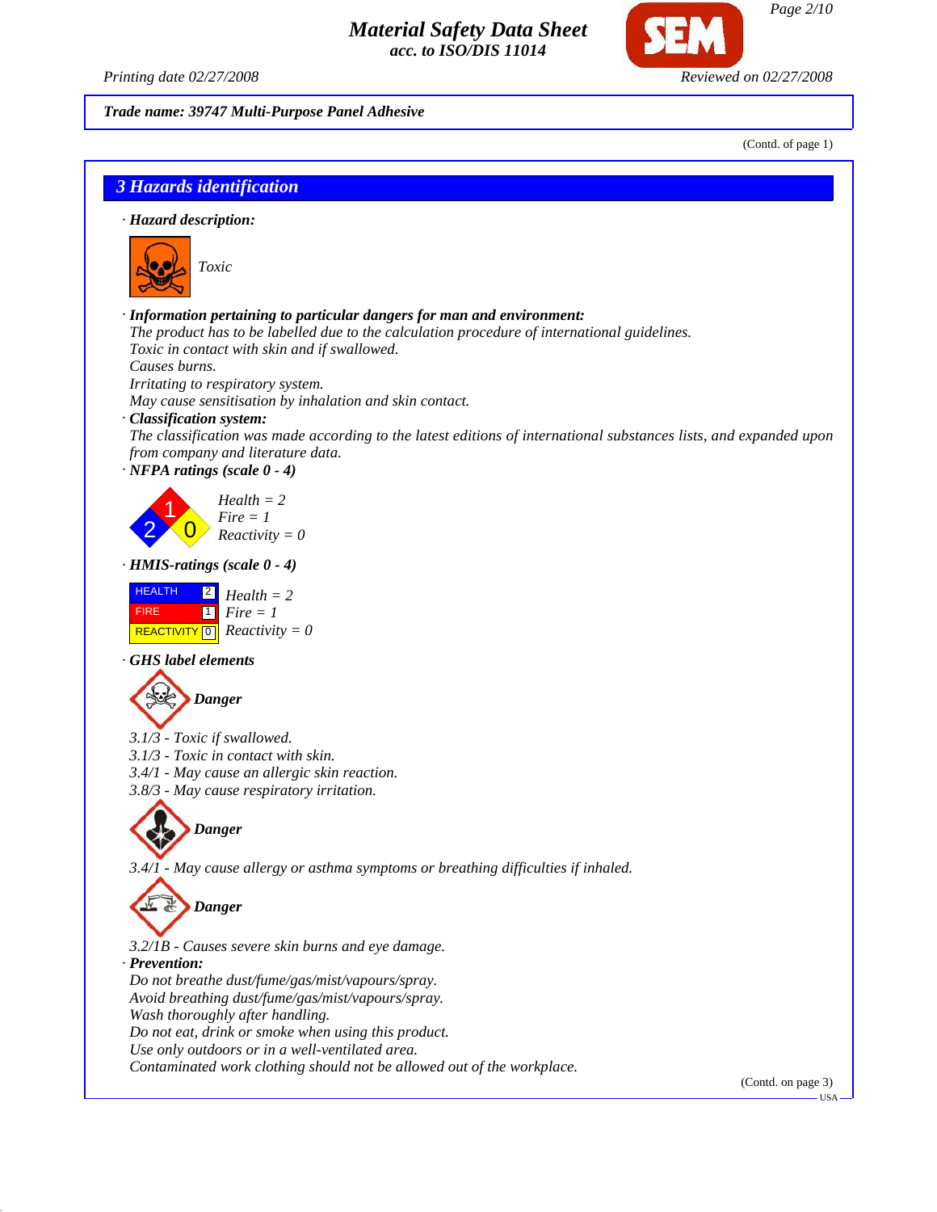Trade name: 39747 Multi-Purpose Panel Adhesive

(Contd. of page 1)

## 3 Hazards identification

· **Hazard description:**

Toxic

· **Information pertaining to particular dangers for man and environment:**
The product has to be labelled due to the calculation procedure of international guidelines.
Toxic in contact with skin and if swallowed.
Causes burns.
Irritating to respiratory system.
May cause sensitisation by inhalation and skin contact.

· **Classification system:**
The classification was made according to the latest editions of international substances lists, and expanded upon from company and literature data.

· **NFPA ratings (scale 0 - 4)**

Health = 2
Fire = 1
Reactivity = 0

· **HMIS-ratings (scale 0 - 4)**

| | | |
|---|---|---|
| HEALTH | 2 | Health = 2 |
| FIRE | 1 | Fire = 1 |
| REACTIVITY | 0 | Reactivity = 0 |

· **GHS label elements**

**Danger**

3.1/3 - Toxic if swallowed.
3.1/3 - Toxic in contact with skin.
3.4/1 - May cause an allergic skin reaction.
3.8/3 - May cause respiratory irritation.

**Danger**

3.4/1 - May cause allergy or asthma symptoms or breathing difficulties if inhaled.

**Danger**

3.2/1B - Causes severe skin burns and eye damage.

· **Prevention:**
Do not breathe dust/fume/gas/mist/vapours/spray.
Avoid breathing dust/fume/gas/mist/vapours/spray.
Wash thoroughly after handling.
Do not eat, drink or smoke when using this product.
Use only outdoors or in a well-ventilated area.
Contaminated work clothing should not be allowed out of the workplace.

(Contd. on page 3)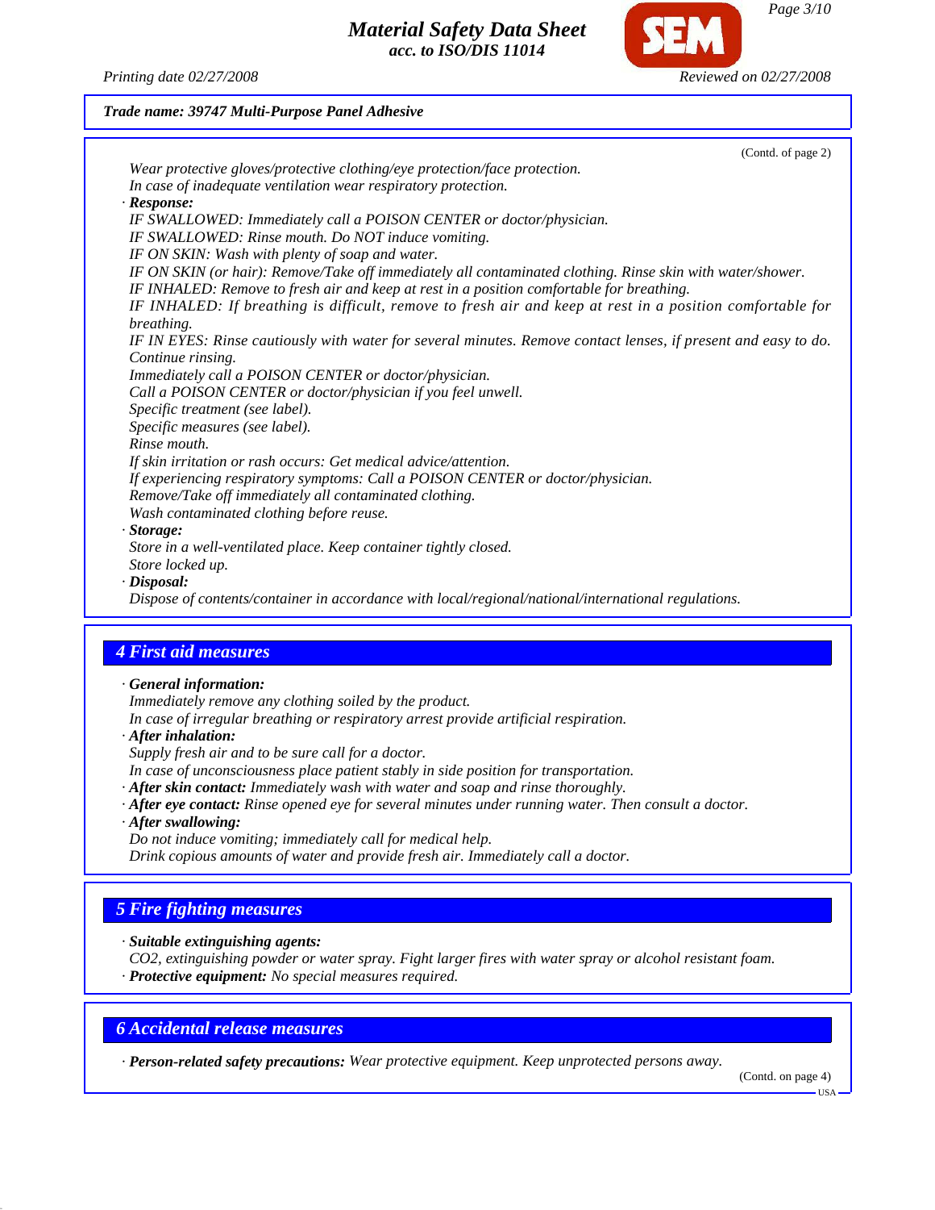*Trade name: 39747 Multi-Purpose Panel Adhesive*

(Contd. of page 2)

*Wear protective gloves/protective clothing/eye protection/face protection.*
*In case of inadequate ventilation wear respiratory protection.*

· ***Response:***
*IF SWALLOWED: Immediately call a POISON CENTER or doctor/physician.*
*IF SWALLOWED: Rinse mouth. Do NOT induce vomiting.*
*IF ON SKIN: Wash with plenty of soap and water.*
*IF ON SKIN (or hair): Remove/Take off immediately all contaminated clothing. Rinse skin with water/shower.*
*IF INHALED: Remove to fresh air and keep at rest in a position comfortable for breathing.*
*IF INHALED: If breathing is difficult, remove to fresh air and keep at rest in a position comfortable for breathing.*
*IF IN EYES: Rinse cautiously with water for several minutes. Remove contact lenses, if present and easy to do. Continue rinsing.*
*Immediately call a POISON CENTER or doctor/physician.*
*Call a POISON CENTER or doctor/physician if you feel unwell.*
*Specific treatment (see label).*
*Specific measures (see label).*
*Rinse mouth.*
*If skin irritation or rash occurs: Get medical advice/attention.*
*If experiencing respiratory symptoms: Call a POISON CENTER or doctor/physician.*
*Remove/Take off immediately all contaminated clothing.*
*Wash contaminated clothing before reuse.*

· ***Storage:***
*Store in a well-ventilated place. Keep container tightly closed.*
*Store locked up.*

· ***Disposal:***
*Dispose of contents/container in accordance with local/regional/national/international regulations.*

## *4 First aid measures*

· ***General information:***
*Immediately remove any clothing soiled by the product.*
*In case of irregular breathing or respiratory arrest provide artificial respiration.*

· ***After inhalation:***
*Supply fresh air and to be sure call for a doctor.*
*In case of unconsciousness place patient stably in side position for transportation.*

· ***After skin contact:*** *Immediately wash with water and soap and rinse thoroughly.*

· ***After eye contact:*** *Rinse opened eye for several minutes under running water. Then consult a doctor.*

· ***After swallowing:***
*Do not induce vomiting; immediately call for medical help.*
*Drink copious amounts of water and provide fresh air. Immediately call a doctor.*

## *5 Fire fighting measures*

· ***Suitable extinguishing agents:***
*CO2, extinguishing powder or water spray. Fight larger fires with water spray or alcohol resistant foam.*

· ***Protective equipment:*** *No special measures required.*

## *6 Accidental release measures*

· ***Person-related safety precautions:*** *Wear protective equipment. Keep unprotected persons away.*

(Contd. on page 4)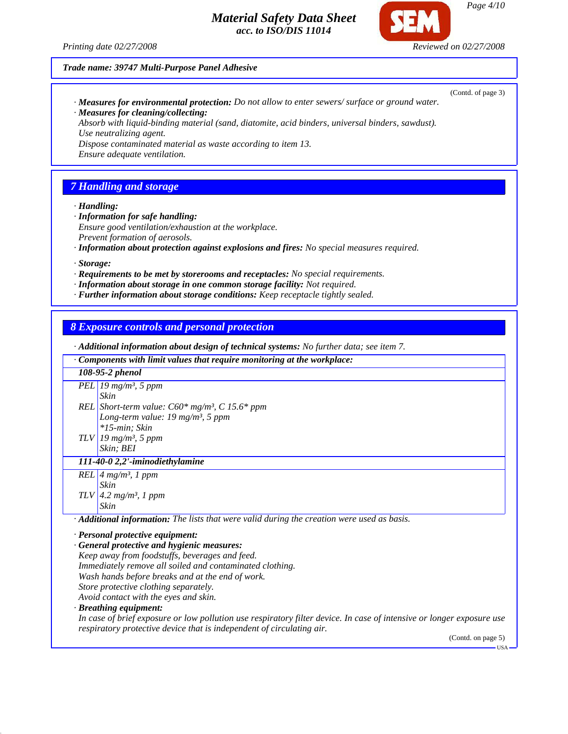**Trade name: 39747 Multi-Purpose Panel Adhesive**

(Contd. of page 3)

· **Measures for environmental protection:** Do not allow to enter sewers/ surface or ground water.
· **Measures for cleaning/collecting:**
Absorb with liquid-binding material (sand, diatomite, acid binders, universal binders, sawdust).
Use neutralizing agent.
Dispose contaminated material as waste according to item 13.
Ensure adequate ventilation.

## 7 Handling and storage

· **Handling:**
· **Information for safe handling:**
Ensure good ventilation/exhaustion at the workplace.
Prevent formation of aerosols.
· **Information about protection against explosions and fires:** No special measures required.

· **Storage:**
· **Requirements to be met by storerooms and receptacles:** No special requirements.
· **Information about storage in one common storage facility:** Not required.
· **Further information about storage conditions:** Keep receptacle tightly sealed.

## 8 Exposure controls and personal protection

· **Additional information about design of technical systems:** No further data; see item 7.

· **Components with limit values that require monitoring at the workplace:**

| | |
|---|---|
| **108-95-2 phenol** | |
| PEL | 19 mg/m³, 5 ppm<br>Skin |
| REL | Short-term value: C60* mg/m³, C 15.6* ppm<br>Long-term value: 19 mg/m³, 5 ppm<br>*15-min; Skin |
| TLV | 19 mg/m³, 5 ppm<br>Skin; BEI |
| **111-40-0 2,2'-iminodiethylamine** | |
| REL | 4 mg/m³, 1 ppm<br>Skin |
| TLV | 4.2 mg/m³, 1 ppm<br>Skin |

· **Additional information:** The lists that were valid during the creation were used as basis.

· **Personal protective equipment:**
· **General protective and hygienic measures:**
Keep away from foodstuffs, beverages and feed.
Immediately remove all soiled and contaminated clothing.
Wash hands before breaks and at the end of work.
Store protective clothing separately.
Avoid contact with the eyes and skin.
· **Breathing equipment:**
In case of brief exposure or low pollution use respiratory filter device. In case of intensive or longer exposure use respiratory protective device that is independent of circulating air.

(Contd. on page 5)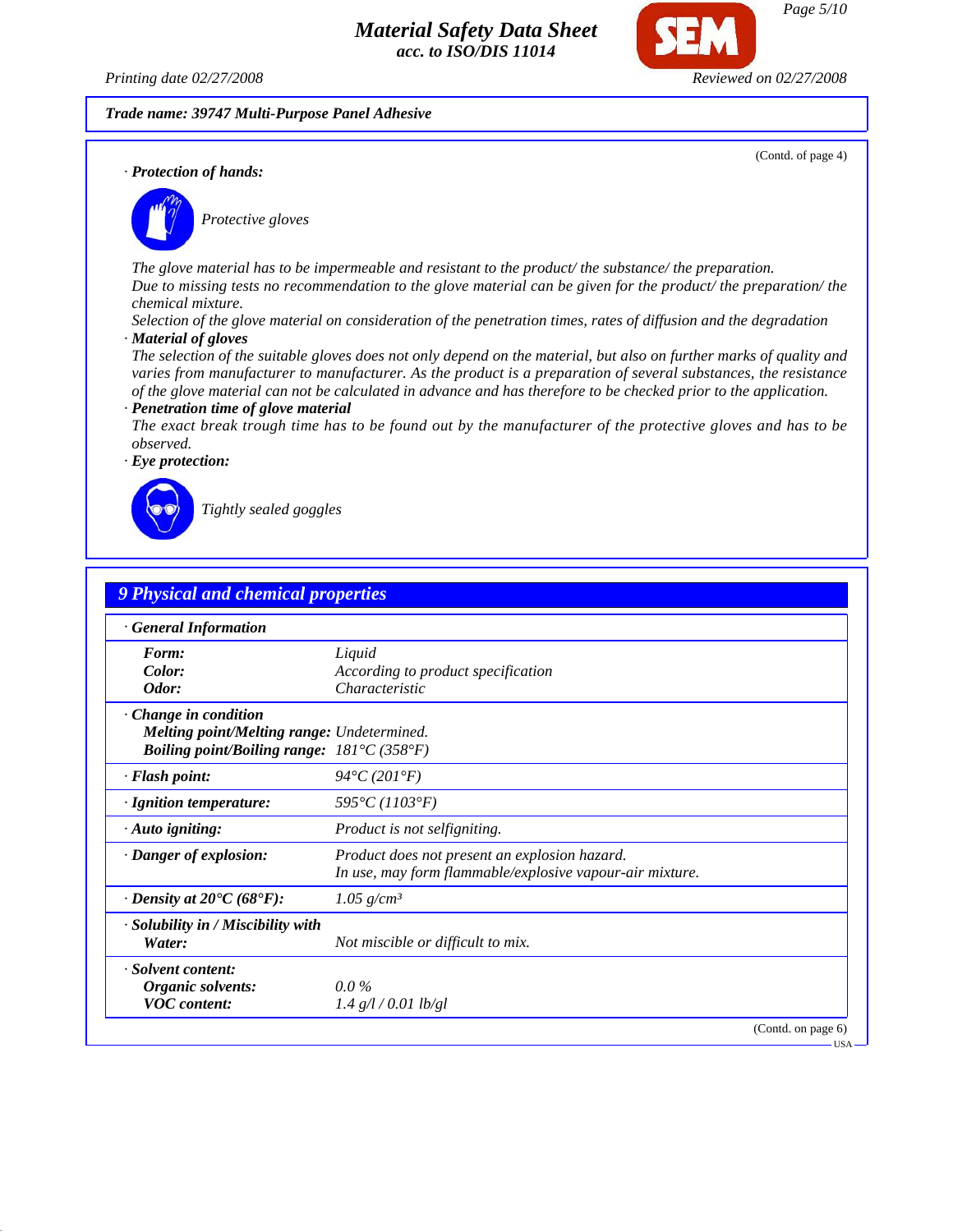**Trade name: 39747 Multi-Purpose Panel Adhesive**

(Contd. of page 4)

· **Protection of hands:**

*Protective gloves*

*The glove material has to be impermeable and resistant to the product/ the substance/ the preparation.*
*Due to missing tests no recommendation to the glove material can be given for the product/ the preparation/ the chemical mixture.*
*Selection of the glove material on consideration of the penetration times, rates of diffusion and the degradation*

· **Material of gloves**
*The selection of the suitable gloves does not only depend on the material, but also on further marks of quality and varies from manufacturer to manufacturer. As the product is a preparation of several substances, the resistance of the glove material can not be calculated in advance and has therefore to be checked prior to the application.*

· **Penetration time of glove material**
*The exact break trough time has to be found out by the manufacturer of the protective gloves and has to be observed.*

· **Eye protection:**

*Tightly sealed goggles*

## 9 Physical and chemical properties

| · **General Information** | |
|---|---|
| **Form:** | Liquid |
| **Color:** | According to product specification |
| **Odor:** | Characteristic |
| · **Change in condition** | |
| **Melting point/Melting range:** | Undetermined. |
| **Boiling point/Boiling range:** | 181°C (358°F) |
| · **Flash point:** | 94°C (201°F) |
| · **Ignition temperature:** | 595°C (1103°F) |
| · **Auto igniting:** | Product is not selfigniting. |
| · **Danger of explosion:** | Product does not present an explosion hazard. In use, may form flammable/explosive vapour-air mixture. |
| · **Density at 20°C (68°F):** | 1.05 g/cm³ |
| · **Solubility in / Miscibility with Water:** | Not miscible or difficult to mix. |
| · **Solvent content:** | |
| **Organic solvents:** | 0.0 % |
| **VOC content:** | 1.4 g/l / 0.01 lb/gl |

(Contd. on page 6)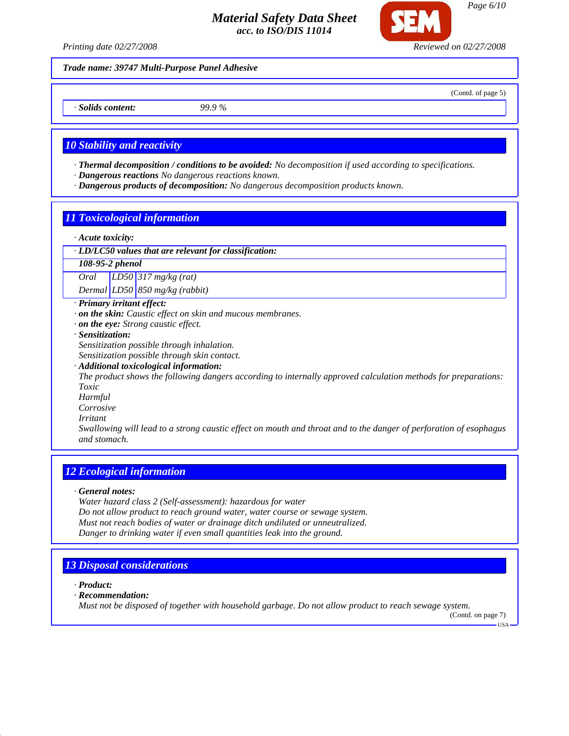**Trade name: 39747 Multi-Purpose Panel Adhesive**

(Contd. of page 5)

· **Solids content:** 99.9 %

## 10 Stability and reactivity

· **Thermal decomposition / conditions to be avoided:** No decomposition if used according to specifications.
· **Dangerous reactions** No dangerous reactions known.
· **Dangerous products of decomposition:** No dangerous decomposition products known.

## 11 Toxicological information

· **Acute toxicity:**

· **LD/LC50 values that are relevant for classification:**

| **108-95-2 phenol** | | |
|---|---|---|
| Oral | LD50 | 317 mg/kg (rat) |
| Dermal | LD50 | 850 mg/kg (rabbit) |

· **Primary irritant effect:**
· **on the skin:** Caustic effect on skin and mucous membranes.
· **on the eye:** Strong caustic effect.
· **Sensitization:**
Sensitization possible through inhalation.
Sensitization possible through skin contact.
· **Additional toxicological information:**
The product shows the following dangers according to internally approved calculation methods for preparations:
Toxic
Harmful
Corrosive
Irritant
Swallowing will lead to a strong caustic effect on mouth and throat and to the danger of perforation of esophagus and stomach.

## 12 Ecological information

· **General notes:**
Water hazard class 2 (Self-assessment): hazardous for water
Do not allow product to reach ground water, water course or sewage system.
Must not reach bodies of water or drainage ditch undiluted or unneutralized.
Danger to drinking water if even small quantities leak into the ground.

## 13 Disposal considerations

· **Product:**
· **Recommendation:**
Must not be disposed of together with household garbage. Do not allow product to reach sewage system.

(Contd. on page 7)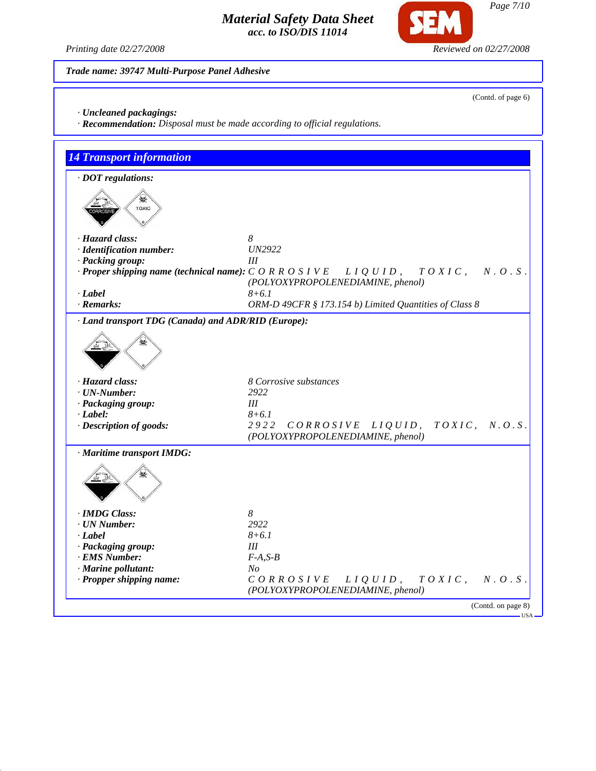**Trade name: 39747 Multi-Purpose Panel Adhesive**

(Contd. of page 6)

· **Uncleaned packagings:**
· **Recommendation:** Disposal must be made according to official regulations.

## 14 Transport information

· **DOT regulations:**

| | |
|---|---|
| · **Hazard class:** | 8 |
| · **Identification number:** | UN2922 |
| · **Packing group:** | III |
| · **Proper shipping name (technical name):** | CORROSIVE LIQUID, TOXIC, N.O.S. (POLYOXYPROPOLENEDIAMINE, phenol) |
| · **Label** | 8+6.1 |
| · **Remarks:** | ORM-D 49CFR § 173.154 b) Limited Quantities of Class 8 |

· **Land transport TDG (Canada) and ADR/RID (Europe):**

| | |
|---|---|
| · **Hazard class:** | 8 Corrosive substances |
| · **UN-Number:** | 2922 |
| · **Packaging group:** | III |
| · **Label:** | 8+6.1 |
| · **Description of goods:** | 2922 CORROSIVE LIQUID, TOXIC, N.O.S. (POLYOXYPROPOLENEDIAMINE, phenol) |

· **Maritime transport IMDG:**

| | |
|---|---|
| · **IMDG Class:** | 8 |
| · **UN Number:** | 2922 |
| · **Label** | 8+6.1 |
| · **Packaging group:** | III |
| · **EMS Number:** | F-A,S-B |
| · **Marine pollutant:** | No |
| · **Propper shipping name:** | CORROSIVE LIQUID, TOXIC, N.O.S. (POLYOXYPROPOLENEDIAMINE, phenol) |

(Contd. on page 8)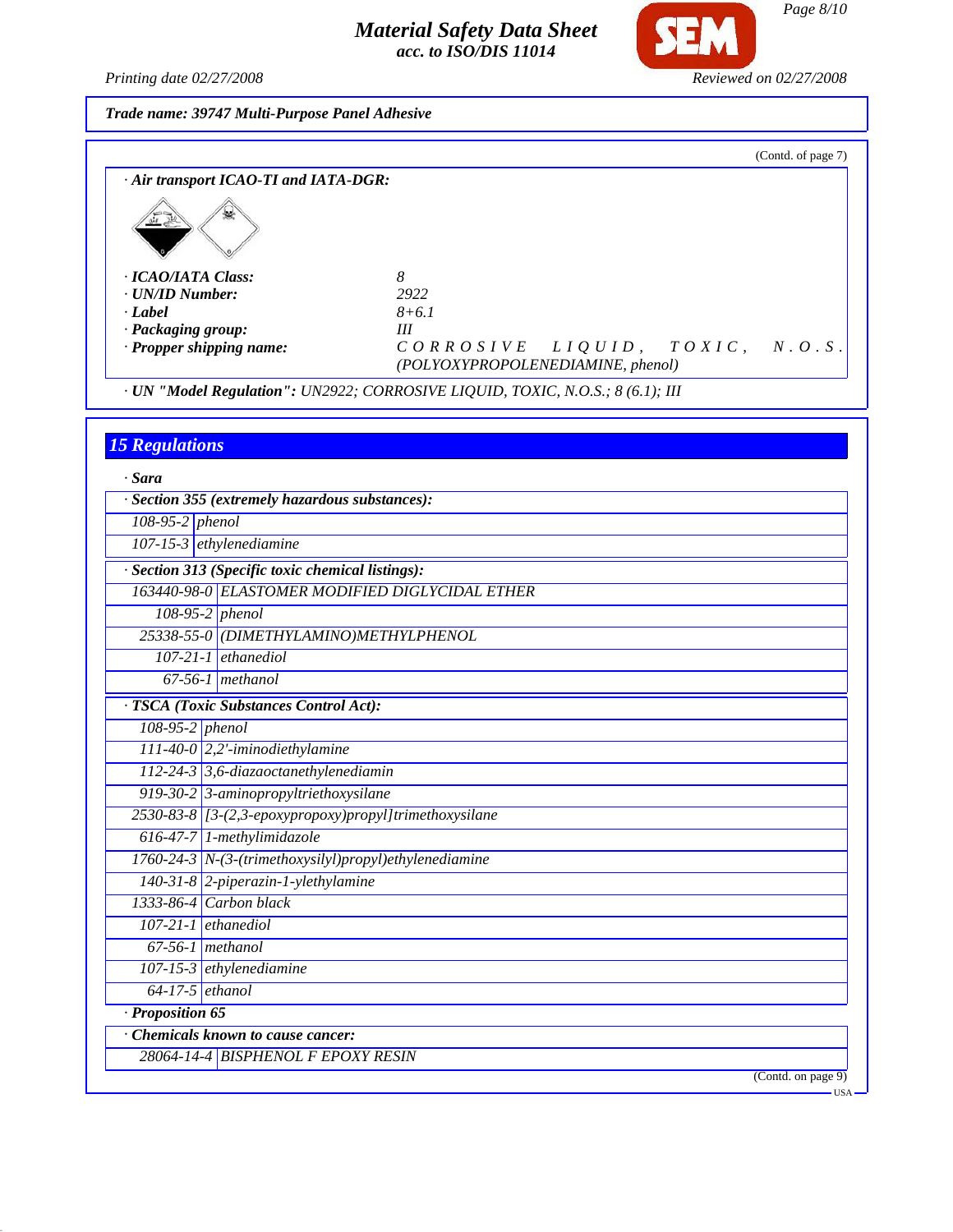Trade name: 39747 Multi-Purpose Panel Adhesive

(Contd. of page 7)

· **Air transport ICAO-TI and IATA-DGR:**

| | |
|---|---|
| · **ICAO/IATA Class:** | 8 |
| · **UN/ID Number:** | 2922 |
| · **Label** | 8+6.1 |
| · **Packaging group:** | III |
| · **Propper shipping name:** | CORROSIVE LIQUID, TOXIC, N.O.S. (POLYOXYPROPOLENEDIAMINE, phenol) |

· **UN "Model Regulation":** UN2922; CORROSIVE LIQUID, TOXIC, N.O.S.; 8 (6.1); III

## 15 Regulations

· **Sara**

· **Section 355 (extremely hazardous substances):**

| | |
|---|---|
| 108-95-2 | phenol |
| 107-15-3 | ethylenediamine |

· **Section 313 (Specific toxic chemical listings):**

| | |
|---|---|
| 163440-98-0 | ELASTOMER MODIFIED DIGLYCIDAL ETHER |
| 108-95-2 | phenol |
| 25338-55-0 | (DIMETHYLAMINO)METHYLPHENOL |
| 107-21-1 | ethanediol |
| 67-56-1 | methanol |

· **TSCA (Toxic Substances Control Act):**

| | |
|---|---|
| 108-95-2 | phenol |
| 111-40-0 | 2,2'-iminodiethylamine |
| 112-24-3 | 3,6-diazaoctanethylenediamin |
| 919-30-2 | 3-aminopropyltriethoxysilane |
| 2530-83-8 | [3-(2,3-epoxypropoxy)propyl]trimethoxysilane |
| 616-47-7 | 1-methylimidazole |
| 1760-24-3 | N-(3-(trimethoxysilyl)propyl)ethylenediamine |
| 140-31-8 | 2-piperazin-1-ylethylamine |
| 1333-86-4 | Carbon black |
| 107-21-1 | ethanediol |
| 67-56-1 | methanol |
| 107-15-3 | ethylenediamine |
| 64-17-5 | ethanol |

· **Proposition 65**

· **Chemicals known to cause cancer:**

| | |
|---|---|
| 28064-14-4 | BISPHENOL F EPOXY RESIN |

(Contd. on page 9)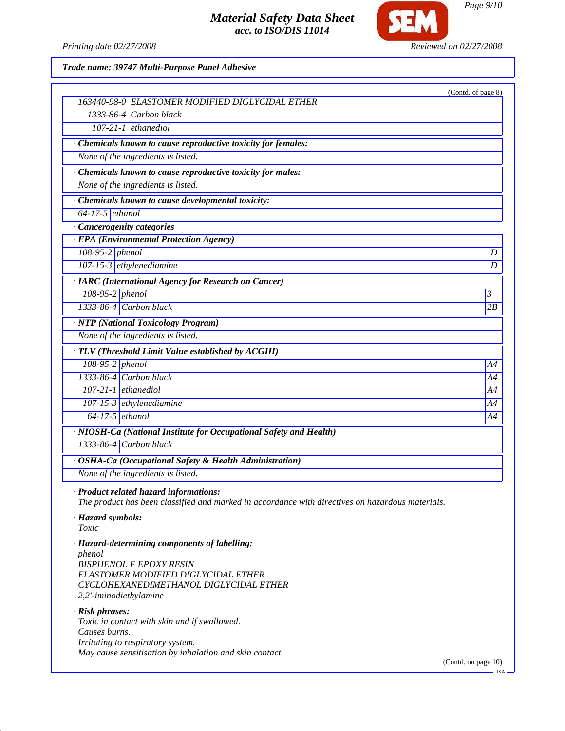*Trade name: 39747 Multi-Purpose Panel Adhesive*

(Contd. of page 8)

| | |
|---|---|
| 163440-98-0 | ELASTOMER MODIFIED DIGLYCIDAL ETHER |
| 1333-86-4 | Carbon black |
| 107-21-1 | ethanediol |

**· Chemicals known to cause reproductive toxicity for females:**

None of the ingredients is listed.

**· Chemicals known to cause reproductive toxicity for males:**

None of the ingredients is listed.

**· Chemicals known to cause developmental toxicity:**

| | |
|---|---|
| 64-17-5 | ethanol |

**· Cancerogenity categories**

**· EPA (Environmental Protection Agency)**

| | | |
|---|---|---|
| 108-95-2 | phenol | D |
| 107-15-3 | ethylenediamine | D |

**· IARC (International Agency for Research on Cancer)**

| | | |
|---|---|---|
| 108-95-2 | phenol | 3 |
| 1333-86-4 | Carbon black | 2B |

**· NTP (National Toxicology Program)**

None of the ingredients is listed.

**· TLV (Threshold Limit Value established by ACGIH)**

| | | |
|---|---|---|
| 108-95-2 | phenol | A4 |
| 1333-86-4 | Carbon black | A4 |
| 107-21-1 | ethanediol | A4 |
| 107-15-3 | ethylenediamine | A4 |
| 64-17-5 | ethanol | A4 |

**· NIOSH-Ca (National Institute for Occupational Safety and Health)**

| | |
|---|---|
| 1333-86-4 | Carbon black |

**· OSHA-Ca (Occupational Safety & Health Administration)**

None of the ingredients is listed.

**· Product related hazard informations:**
The product has been classified and marked in accordance with directives on hazardous materials.

**· Hazard symbols:**
Toxic

**· Hazard-determining components of labelling:**
phenol
BISPHENOL F EPOXY RESIN
ELASTOMER MODIFIED DIGLYCIDAL ETHER
CYCLOHEXANEDIMETHANOL DIGLYCIDAL ETHER
2,2'-iminodiethylamine

**· Risk phrases:**
Toxic in contact with skin and if swallowed.
Causes burns.
Irritating to respiratory system.
May cause sensitisation by inhalation and skin contact.

(Contd. on page 10)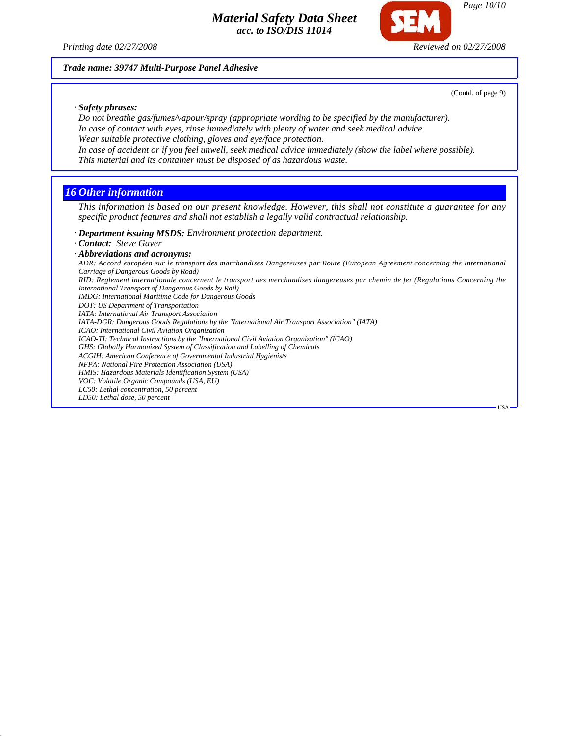**Trade name: 39747 Multi-Purpose Panel Adhesive**

(Contd. of page 9)

· ***Safety phrases:***

*Do not breathe gas/fumes/vapour/spray (appropriate wording to be specified by the manufacturer).*
*In case of contact with eyes, rinse immediately with plenty of water and seek medical advice.*
*Wear suitable protective clothing, gloves and eye/face protection.*
*In case of accident or if you feel unwell, seek medical advice immediately (show the label where possible).*
*This material and its container must be disposed of as hazardous waste.*

## 16 Other information

*This information is based on our present knowledge. However, this shall not constitute a guarantee for any specific product features and shall not establish a legally valid contractual relationship.*

· ***Department issuing MSDS:*** *Environment protection department.*

· ***Contact:*** *Steve Gaver*

· ***Abbreviations and acronyms:***

*ADR: Accord européen sur le transport des marchandises Dangereuses par Route (European Agreement concerning the International Carriage of Dangerous Goods by Road)*
*RID: Reglement internationale concernent le transport des merchandises dangereuses par chemin de fer (Regulations Concerning the International Transport of Dangerous Goods by Rail)*
*IMDG: International Maritime Code for Dangerous Goods*
*DOT: US Department of Transportation*
*IATA: International Air Transport Association*
*IATA-DGR: Dangerous Goods Regulations by the "International Air Transport Association" (IATA)*
*ICAO: International Civil Aviation Organization*
*ICAO-TI: Technical Instructions by the "International Civil Aviation Organization" (ICAO)*
*GHS: Globally Harmonized System of Classification and Labelling of Chemicals*
*ACGIH: American Conference of Governmental Industrial Hygienists*
*NFPA: National Fire Protection Association (USA)*
*HMIS: Hazardous Materials Identification System (USA)*
*VOC: Volatile Organic Compounds (USA, EU)*
*LC50: Lethal concentration, 50 percent*
*LD50: Lethal dose, 50 percent*

USA